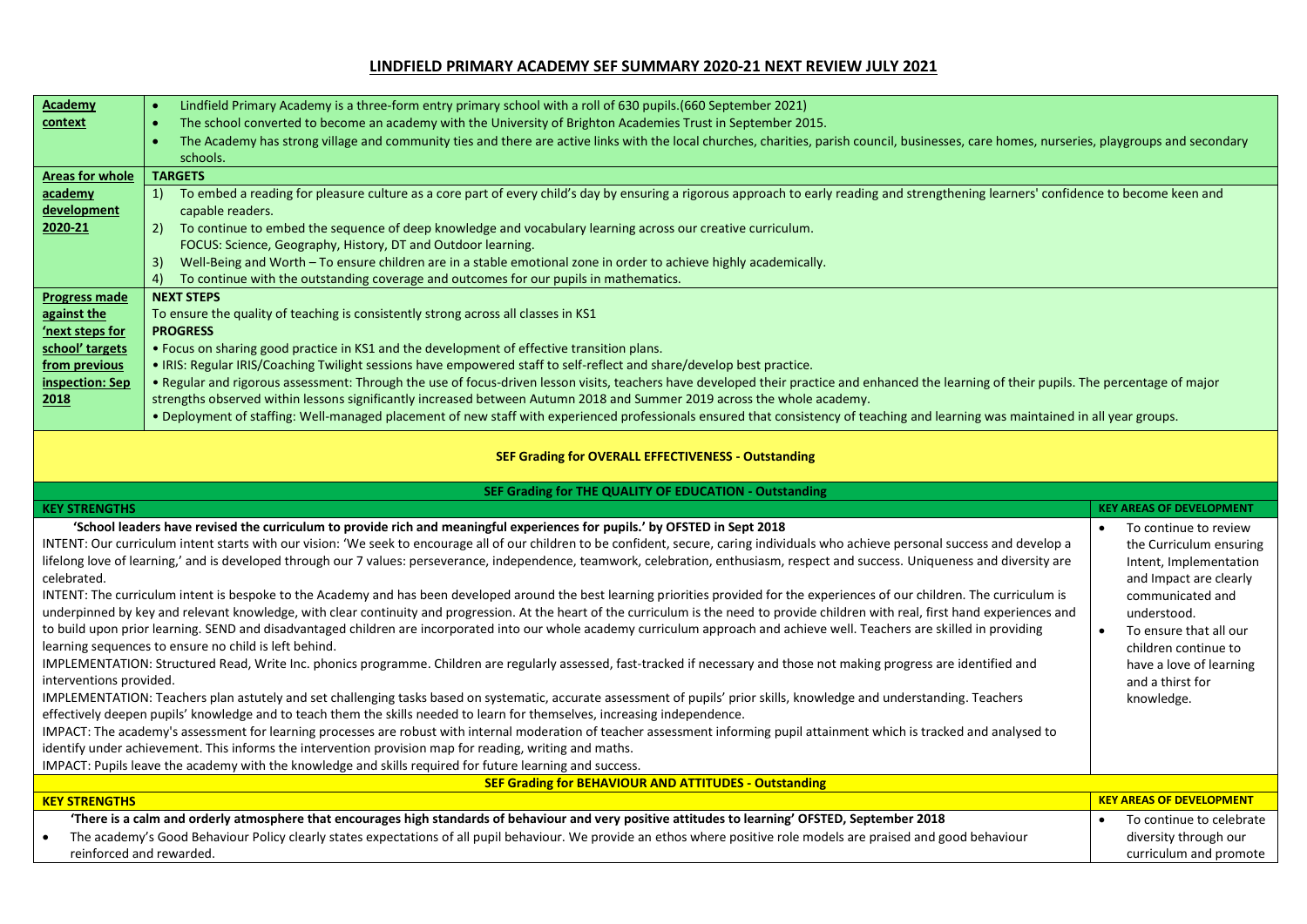# LINDFIELD PRIMARY ACADEMY SEF SUMMARY 2020-21 NEXT REVIEW JULY 2021

| | |
|---|---|
| **Academy context** | • Lindfield Primary Academy is a three-form entry primary school with a roll of 630 pupils.(660 September 2021)<br>• The school converted to become an academy with the University of Brighton Academies Trust in September 2015.<br>• The Academy has strong village and community ties and there are active links with the local churches, charities, parish council, businesses, care homes, nurseries, playgroups and secondary schools. |
| **Areas for whole academy development 2020-21** | **TARGETS**<br>1) To embed a reading for pleasure culture as a core part of every child's day by ensuring a rigorous approach to early reading and strengthening learners' confidence to become keen and capable readers.<br>2) To continue to embed the sequence of deep knowledge and vocabulary learning across our creative curriculum. FOCUS: Science, Geography, History, DT and Outdoor learning.<br>3) Well-Being and Worth – To ensure children are in a stable emotional zone in order to achieve highly academically.<br>4) To continue with the outstanding coverage and outcomes for our pupils in mathematics. |
| **Progress made against the 'next steps for school' targets from previous inspection: Sep 2018** | **NEXT STEPS**<br>To ensure the quality of teaching is consistently strong across all classes in KS1<br>**PROGRESS**<br>• Focus on sharing good practice in KS1 and the development of effective transition plans.<br>• IRIS: Regular IRIS/Coaching Twilight sessions have empowered staff to self-reflect and share/develop best practice.<br>• Regular and rigorous assessment: Through the use of focus-driven lesson visits, teachers have developed their practice and enhanced the learning of their pupils. The percentage of major strengths observed within lessons significantly increased between Autumn 2018 and Summer 2019 across the whole academy.<br>• Deployment of staffing: Well-managed placement of new staff with experienced professionals ensured that consistency of teaching and learning was maintained in all year groups. |

## SEF Grading for OVERALL EFFECTIVENESS - Outstanding

## SEF Grading for THE QUALITY OF EDUCATION - Outstanding

| KEY STRENGTHS | KEY AREAS OF DEVELOPMENT |
|---|---|
| **'School leaders have revised the curriculum to provide rich and meaningful experiences for pupils.' by OFSTED in Sept 2018**<br>INTENT: Our curriculum intent starts with our vision: 'We seek to encourage all of our children to be confident, secure, caring individuals who achieve personal success and develop a lifelong love of learning,' and is developed through our 7 values: perseverance, independence, teamwork, celebration, enthusiasm, respect and success. Uniqueness and diversity are celebrated.<br>INTENT: The curriculum intent is bespoke to the Academy and has been developed around the best learning priorities provided for the experiences of our children. The curriculum is underpinned by key and relevant knowledge, with clear continuity and progression. At the heart of the curriculum is the need to provide children with real, first hand experiences and to build upon prior learning. SEND and disadvantaged children are incorporated into our whole academy curriculum approach and achieve well. Teachers are skilled in providing learning sequences to ensure no child is left behind.<br>IMPLEMENTATION: Structured Read, Write Inc. phonics programme. Children are regularly assessed, fast-tracked if necessary and those not making progress are identified and interventions provided.<br>IMPLEMENTATION: Teachers plan astutely and set challenging tasks based on systematic, accurate assessment of pupils' prior skills, knowledge and understanding. Teachers effectively deepen pupils' knowledge and to teach them the skills needed to learn for themselves, increasing independence.<br>IMPACT: The academy's assessment for learning processes are robust with internal moderation of teacher assessment informing pupil attainment which is tracked and analysed to identify under achievement. This informs the intervention provision map for reading, writing and maths.<br>IMPACT: Pupils leave the academy with the knowledge and skills required for future learning and success. | • To continue to review the Curriculum ensuring Intent, Implementation and Impact are clearly communicated and understood.<br>• To ensure that all our children continue to have a love of learning and a thirst for knowledge. |

## SEF Grading for BEHAVIOUR AND ATTITUDES - Outstanding

| KEY STRENGTHS | KEY AREAS OF DEVELOPMENT |
|---|---|
| **'There is a calm and orderly atmosphere that encourages high standards of behaviour and very positive attitudes to learning' OFSTED, September 2018**<br>• The academy's Good Behaviour Policy clearly states expectations of all pupil behaviour. We provide an ethos where positive role models are praised and good behaviour reinforced and rewarded. | • To continue to celebrate diversity through our curriculum and promote |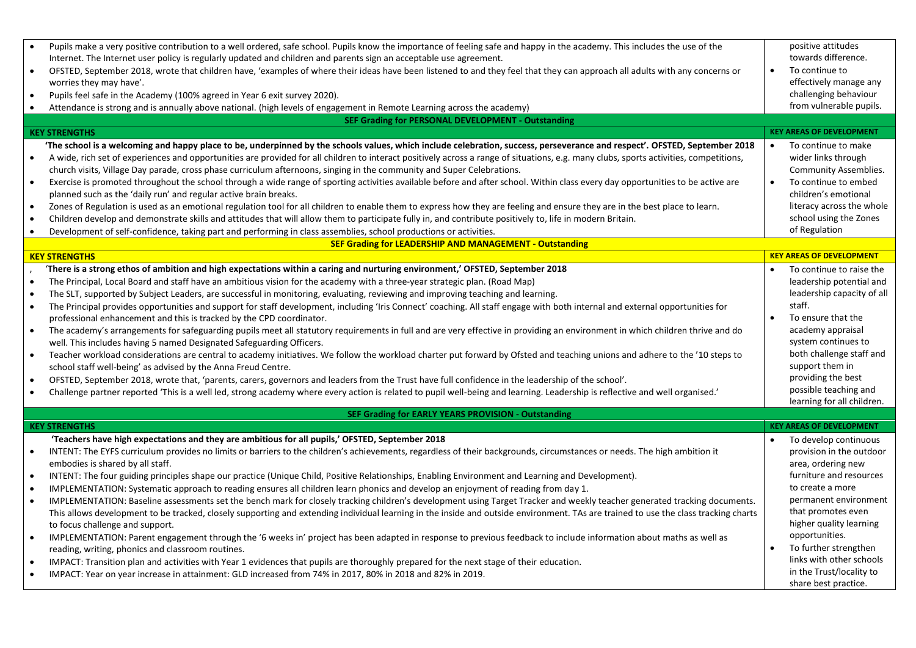| | |
|---|---|
| • Pupils make a very positive contribution to a well ordered, safe school. Pupils know the importance of feeling safe and happy in the academy. This includes the use of the Internet. The Internet user policy is regularly updated and children and parents sign an acceptable use agreement.<br>• OFSTED, September 2018, wrote that children have, 'examples of where their ideas have been listened to and they feel that they can approach all adults with any concerns or worries they may have'.<br>• Pupils feel safe in the Academy (100% agreed in Year 6 exit survey 2020).<br>• Attendance is strong and is annually above national. (high levels of engagement in Remote Learning across the academy) | positive attitudes towards difference.<br>• To continue to effectively manage any challenging behaviour from vulnerable pupils. |

**SEF Grading for PERSONAL DEVELOPMENT - Outstanding**

| KEY STRENGTHS | KEY AREAS OF DEVELOPMENT |
|---|---|
| **'The school is a welcoming and happy place to be, underpinned by the schools values, which include celebration, success, perseverance and respect'. OFSTED, September 2018**<br>• A wide, rich set of experiences and opportunities are provided for all children to interact positively across a range of situations, e.g. many clubs, sports activities, competitions, church visits, Village Day parade, cross phase curriculum afternoons, singing in the community and Super Celebrations.<br>• Exercise is promoted throughout the school through a wide range of sporting activities available before and after school. Within class every day opportunities to be active are planned such as the 'daily run' and regular active brain breaks.<br>• Zones of Regulation is used as an emotional regulation tool for all children to enable them to express how they are feeling and ensure they are in the best place to learn.<br>• Children develop and demonstrate skills and attitudes that will allow them to participate fully in, and contribute positively to, life in modern Britain.<br>• Development of self-confidence, taking part and performing in class assemblies, school productions or activities. | • To continue to make wider links through Community Assemblies.<br>• To continue to embed children's emotional literacy across the whole school using the Zones of Regulation |

**SEF Grading for LEADERSHIP AND MANAGEMENT - Outstanding**

| KEY STRENGTHS | KEY AREAS OF DEVELOPMENT |
|---|---|
| **'There is a strong ethos of ambition and high expectations within a caring and nurturing environment,' OFSTED, September 2018**<br>• The Principal, Local Board and staff have an ambitious vision for the academy with a three-year strategic plan. (Road Map)<br>• The SLT, supported by Subject Leaders, are successful in monitoring, evaluating, reviewing and improving teaching and learning.<br>• The Principal provides opportunities and support for staff development, including 'Iris Connect' coaching. All staff engage with both internal and external opportunities for professional enhancement and this is tracked by the CPD coordinator.<br>• The academy's arrangements for safeguarding pupils meet all statutory requirements in full and are very effective in providing an environment in which children thrive and do well. This includes having 5 named Designated Safeguarding Officers.<br>• Teacher workload considerations are central to academy initiatives. We follow the workload charter put forward by Ofsted and teaching unions and adhere to the '10 steps to school staff well-being' as advised by the Anna Freud Centre.<br>• OFSTED, September 2018, wrote that, 'parents, carers, governors and leaders from the Trust have full confidence in the leadership of the school'.<br>• Challenge partner reported 'This is a well led, strong academy where every action is related to pupil well-being and learning. Leadership is reflective and well organised.' | • To continue to raise the leadership potential and leadership capacity of all staff.<br>• To ensure that the academy appraisal system continues to both challenge staff and support them in providing the best possible teaching and learning for all children. |

**SEF Grading for EARLY YEARS PROVISION - Outstanding**

| KEY STRENGTHS | KEY AREAS OF DEVELOPMENT |
|---|---|
| **'Teachers have high expectations and they are ambitious for all pupils,' OFSTED, September 2018**<br>• INTENT: The EYFS curriculum provides no limits or barriers to the children's achievements, regardless of their backgrounds, circumstances or needs. The high ambition it embodies is shared by all staff.<br>• INTENT: The four guiding principles shape our practice (Unique Child, Positive Relationships, Enabling Environment and Learning and Development).<br>• IMPLEMENTATION: Systematic approach to reading ensures all children learn phonics and develop an enjoyment of reading from day 1.<br>• IMPLEMENTATION: Baseline assessments set the bench mark for closely tracking children's development using Target Tracker and weekly teacher generated tracking documents. This allows development to be tracked, closely supporting and extending individual learning in the inside and outside environment. TAs are trained to use the class tracking charts to focus challenge and support.<br>• IMPLEMENTATION: Parent engagement through the '6 weeks in' project has been adapted in response to previous feedback to include information about maths as well as reading, writing, phonics and classroom routines.<br>• IMPACT: Transition plan and activities with Year 1 evidences that pupils are thoroughly prepared for the next stage of their education.<br>• IMPACT: Year on year increase in attainment: GLD increased from 74% in 2017, 80% in 2018 and 82% in 2019. | • To develop continuous provision in the outdoor area, ordering new furniture and resources to create a more permanent environment that promotes even higher quality learning opportunities.<br>• To further strengthen links with other schools in the Trust/locality to share best practice. |